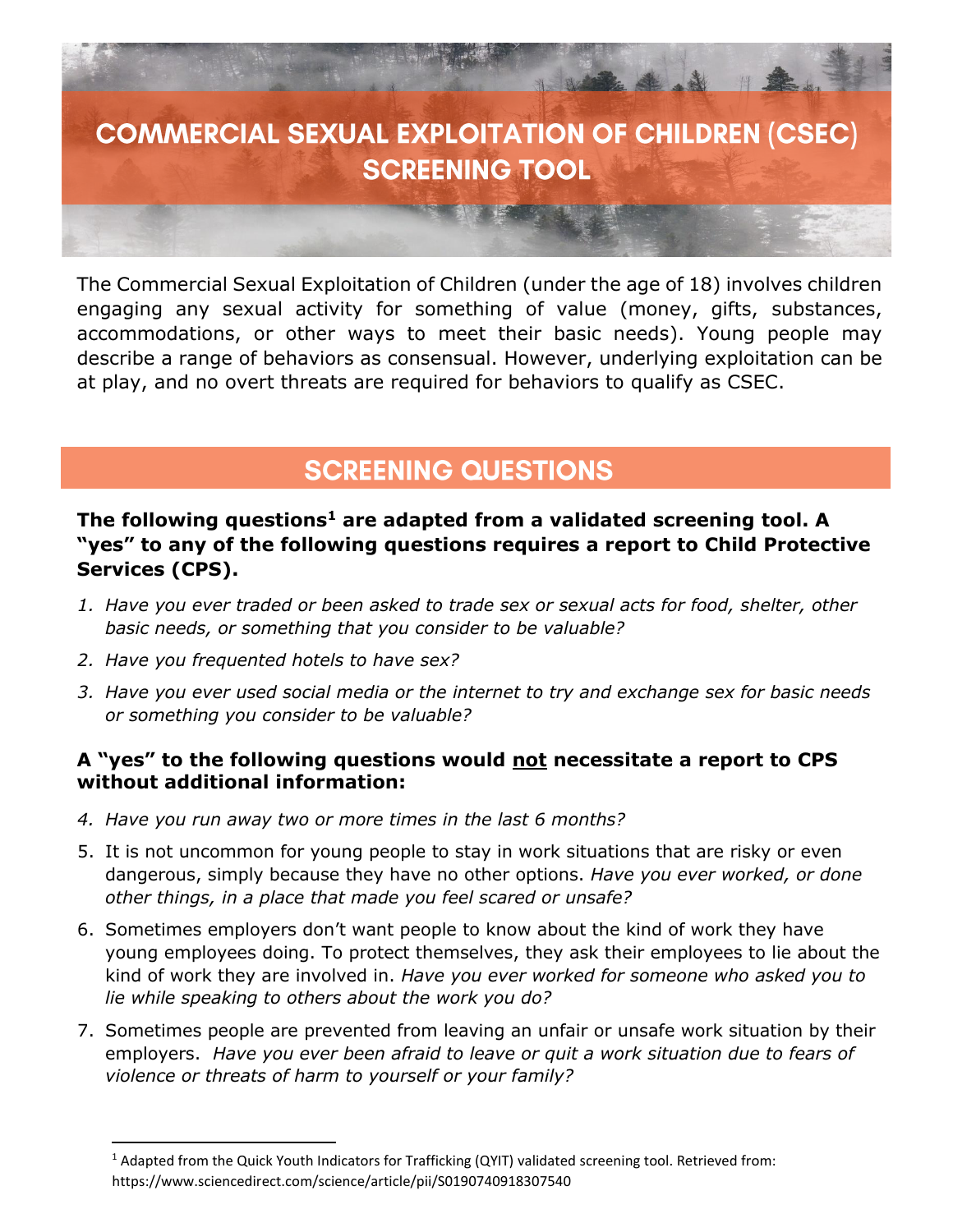# COMMERCIAL SEXUAL EXPLOITATION OF CHILDREN (CSEC) SCREENING TOOL

The Commercial Sexual Exploitation of Children (under the age of 18) involves children engaging any sexual activity for something of value (money, gifts, substances, accommodations, or other ways to meet their basic needs). Young people may describe a range of behaviors as consensual. However, underlying exploitation can be at play, and no overt threats are required for behaviors to qualify as CSEC.

## SCREENING QUESTIONS

**The following questions[1] are adapted from a validated screening tool. A "yes" to any of the following questions requires a report to Child Protective Services (CPS).**

1. *Have you ever traded or been asked to trade sex or sexual acts for food, shelter, other basic needs, or something that you consider to be valuable?*
2. *Have you frequented hotels to have sex?*
3. *Have you ever used social media or the internet to try and exchange sex for basic needs or something you consider to be valuable?*

**A "yes" to the following questions would <u>not</u> necessitate a report to CPS without additional information:**

4. *Have you run away two or more times in the last 6 months?*
5. It is not uncommon for young people to stay in work situations that are risky or even dangerous, simply because they have no other options. *Have you ever worked, or done other things, in a place that made you feel scared or unsafe?*
6. Sometimes employers don't want people to know about the kind of work they have young employees doing. To protect themselves, they ask their employees to lie about the kind of work they are involved in. *Have you ever worked for someone who asked you to lie while speaking to others about the work you do?*
7. Sometimes people are prevented from leaving an unfair or unsafe work situation by their employers. *Have you ever been afraid to leave or quit a work situation due to fears of violence or threats of harm to yourself or your family?*

[1] Adapted from the Quick Youth Indicators for Trafficking (QYIT) validated screening tool. Retrieved from: https://www.sciencedirect.com/science/article/pii/S0190740918307540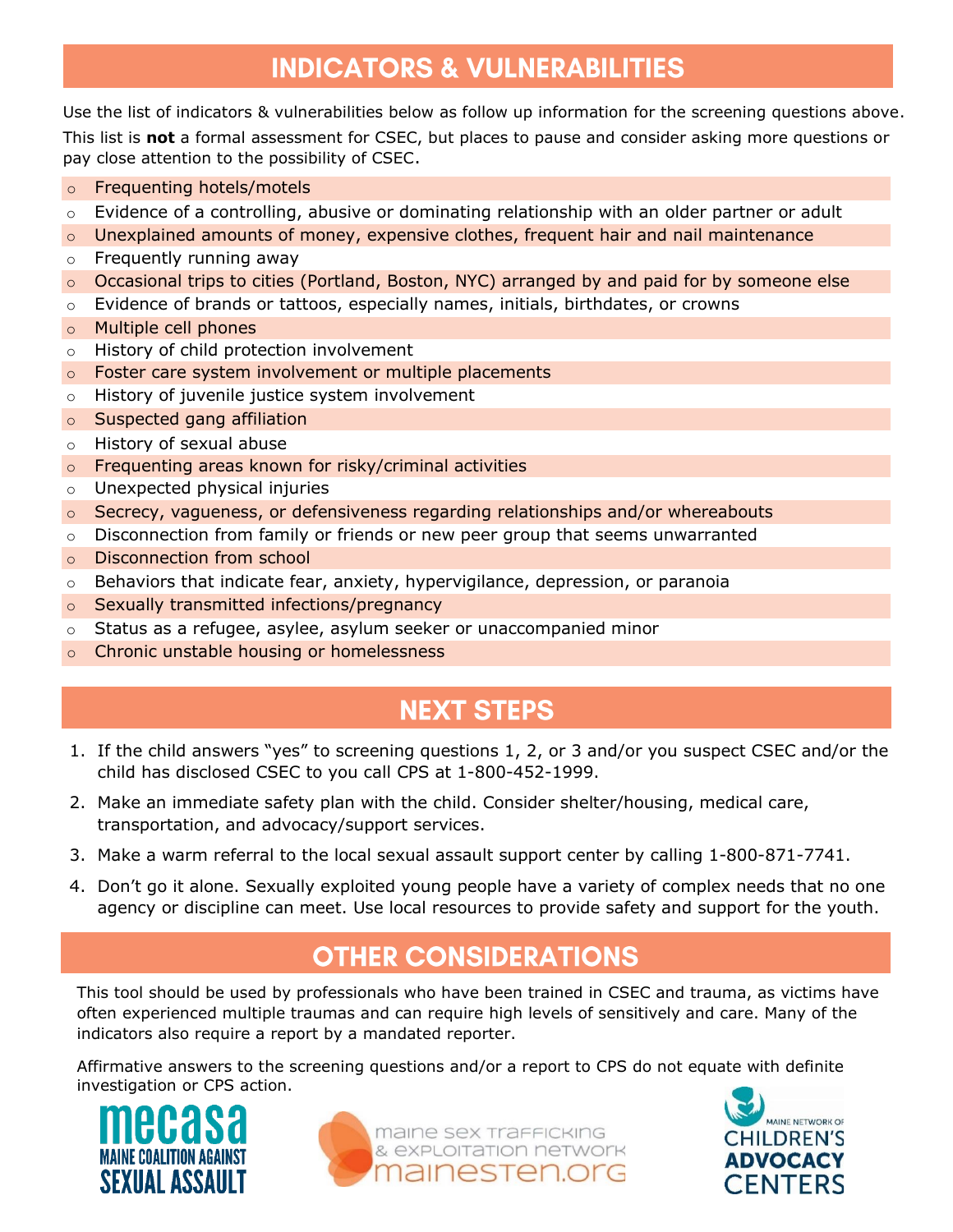## INDICATORS & VULNERABILITIES

Use the list of indicators & vulnerabilities below as follow up information for the screening questions above. This list is **not** a formal assessment for CSEC, but places to pause and consider asking more questions or pay close attention to the possibility of CSEC.

- Frequenting hotels/motels
- Evidence of a controlling, abusive or dominating relationship with an older partner or adult
- Unexplained amounts of money, expensive clothes, frequent hair and nail maintenance
- Frequently running away
- Occasional trips to cities (Portland, Boston, NYC) arranged by and paid for by someone else
- Evidence of brands or tattoos, especially names, initials, birthdates, or crowns
- Multiple cell phones
- History of child protection involvement
- Foster care system involvement or multiple placements
- History of juvenile justice system involvement
- Suspected gang affiliation
- History of sexual abuse
- Frequenting areas known for risky/criminal activities
- Unexpected physical injuries
- Secrecy, vagueness, or defensiveness regarding relationships and/or whereabouts
- Disconnection from family or friends or new peer group that seems unwarranted
- Disconnection from school
- Behaviors that indicate fear, anxiety, hypervigilance, depression, or paranoia
- Sexually transmitted infections/pregnancy
- Status as a refugee, asylee, asylum seeker or unaccompanied minor
- Chronic unstable housing or homelessness

## NEXT STEPS

1. If the child answers "yes" to screening questions 1, 2, or 3 and/or you suspect CSEC and/or the child has disclosed CSEC to you call CPS at 1-800-452-1999.
2. Make an immediate safety plan with the child. Consider shelter/housing, medical care, transportation, and advocacy/support services.
3. Make a warm referral to the local sexual assault support center by calling 1-800-871-7741.
4. Don't go it alone. Sexually exploited young people have a variety of complex needs that no one agency or discipline can meet. Use local resources to provide safety and support for the youth.

## OTHER CONSIDERATIONS

This tool should be used by professionals who have been trained in CSEC and trauma, as victims have often experienced multiple traumas and can require high levels of sensitively and care. Many of the indicators also require a report by a mandated reporter.

Affirmative answers to the screening questions and/or a report to CPS do not equate with definite investigation or CPS action.

mecasa
MAINE COALITION AGAINST SEXUAL ASSAULT

maine sex trafficking & exploitation network
mainesten.org

MAINE NETWORK OF CHILDREN'S ADVOCACY CENTERS